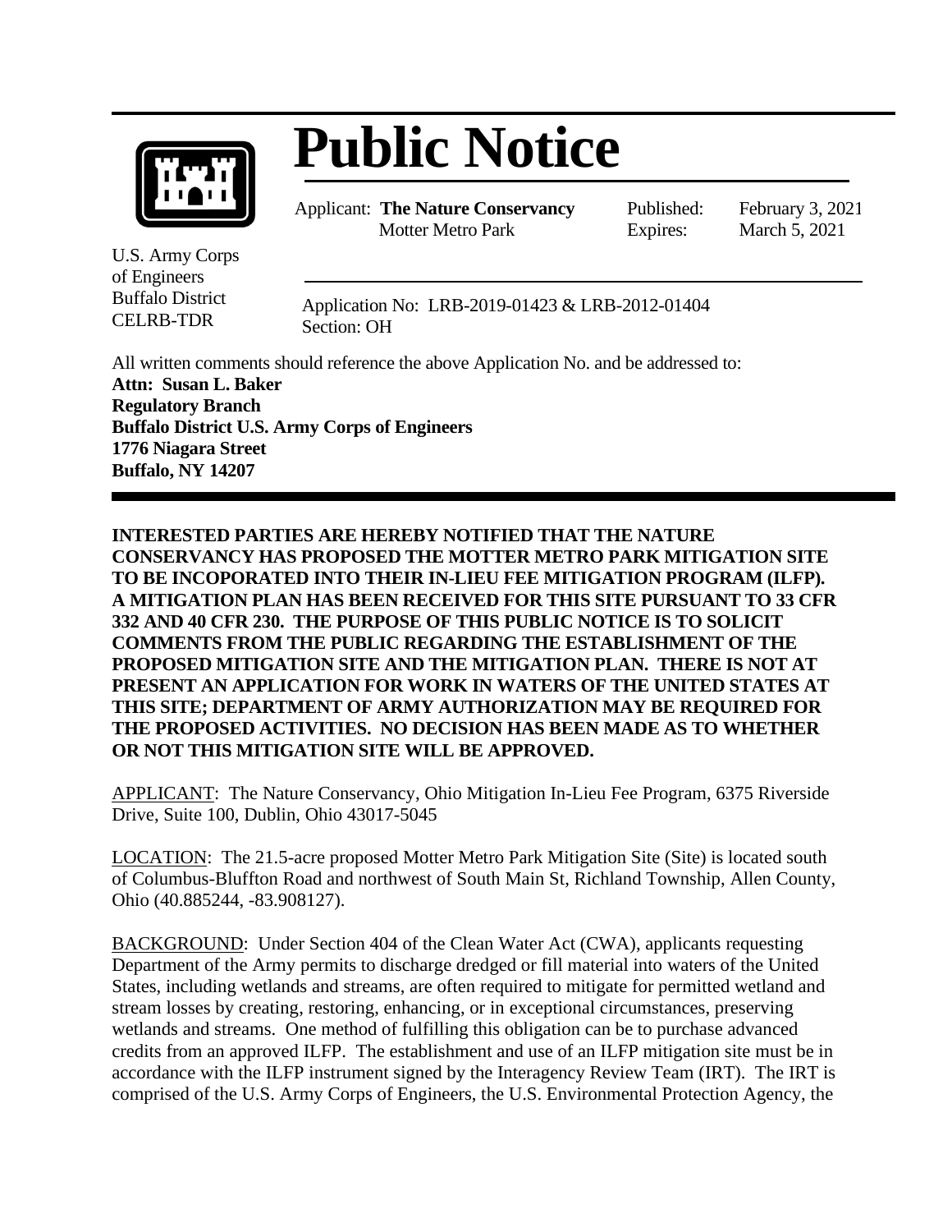# Public Notice

Applicant: **The Nature Conservancy**
Motter Metro Park

Published: February 3, 2021
Expires: March 5, 2021

U.S. Army Corps of Engineers
Buffalo District
CELRB-TDR

Application No: LRB-2019-01423 & LRB-2012-01404
Section: OH

All written comments should reference the above Application No. and be addressed to:
**Attn: Susan L. Baker**
**Regulatory Branch**
**Buffalo District U.S. Army Corps of Engineers**
**1776 Niagara Street**
**Buffalo, NY 14207**

**INTERESTED PARTIES ARE HEREBY NOTIFIED THAT THE NATURE CONSERVANCY HAS PROPOSED THE MOTTER METRO PARK MITIGATION SITE TO BE INCOPORATED INTO THEIR IN-LIEU FEE MITIGATION PROGRAM (ILFP). A MITIGATION PLAN HAS BEEN RECEIVED FOR THIS SITE PURSUANT TO 33 CFR 332 AND 40 CFR 230. THE PURPOSE OF THIS PUBLIC NOTICE IS TO SOLICIT COMMENTS FROM THE PUBLIC REGARDING THE ESTABLISHMENT OF THE PROPOSED MITIGATION SITE AND THE MITIGATION PLAN. THERE IS NOT AT PRESENT AN APPLICATION FOR WORK IN WATERS OF THE UNITED STATES AT THIS SITE; DEPARTMENT OF ARMY AUTHORIZATION MAY BE REQUIRED FOR THE PROPOSED ACTIVITIES. NO DECISION HAS BEEN MADE AS TO WHETHER OR NOT THIS MITIGATION SITE WILL BE APPROVED.**

APPLICANT: The Nature Conservancy, Ohio Mitigation In-Lieu Fee Program, 6375 Riverside Drive, Suite 100, Dublin, Ohio 43017-5045

LOCATION: The 21.5-acre proposed Motter Metro Park Mitigation Site (Site) is located south of Columbus-Bluffton Road and northwest of South Main St, Richland Township, Allen County, Ohio (40.885244, -83.908127).

BACKGROUND: Under Section 404 of the Clean Water Act (CWA), applicants requesting Department of the Army permits to discharge dredged or fill material into waters of the United States, including wetlands and streams, are often required to mitigate for permitted wetland and stream losses by creating, restoring, enhancing, or in exceptional circumstances, preserving wetlands and streams. One method of fulfilling this obligation can be to purchase advanced credits from an approved ILFP. The establishment and use of an ILFP mitigation site must be in accordance with the ILFP instrument signed by the Interagency Review Team (IRT). The IRT is comprised of the U.S. Army Corps of Engineers, the U.S. Environmental Protection Agency, the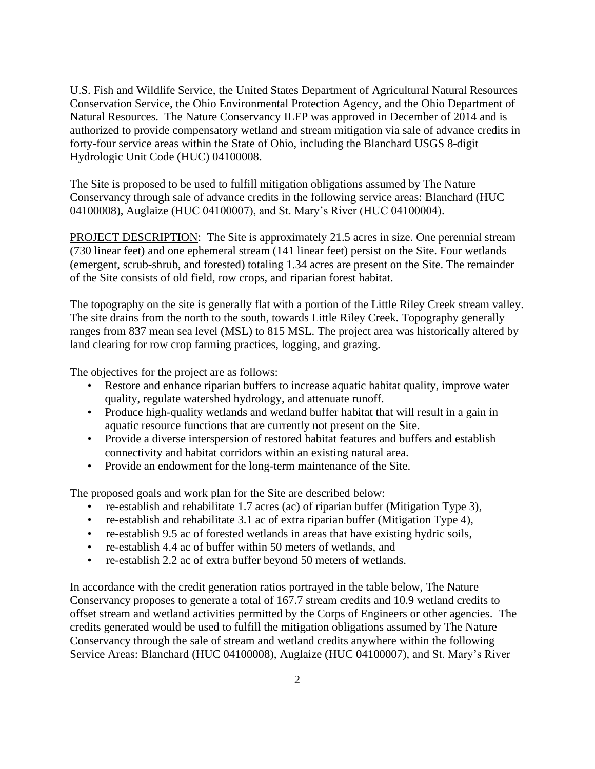U.S. Fish and Wildlife Service, the United States Department of Agricultural Natural Resources Conservation Service, the Ohio Environmental Protection Agency, and the Ohio Department of Natural Resources. The Nature Conservancy ILFP was approved in December of 2014 and is authorized to provide compensatory wetland and stream mitigation via sale of advance credits in forty-four service areas within the State of Ohio, including the Blanchard USGS 8-digit Hydrologic Unit Code (HUC) 04100008.

The Site is proposed to be used to fulfill mitigation obligations assumed by The Nature Conservancy through sale of advance credits in the following service areas: Blanchard (HUC 04100008), Auglaize (HUC 04100007), and St. Mary's River (HUC 04100004).

<u>PROJECT DESCRIPTION</u>: The Site is approximately 21.5 acres in size. One perennial stream (730 linear feet) and one ephemeral stream (141 linear feet) persist on the Site. Four wetlands (emergent, scrub-shrub, and forested) totaling 1.34 acres are present on the Site. The remainder of the Site consists of old field, row crops, and riparian forest habitat.

The topography on the site is generally flat with a portion of the Little Riley Creek stream valley. The site drains from the north to the south, towards Little Riley Creek. Topography generally ranges from 837 mean sea level (MSL) to 815 MSL. The project area was historically altered by land clearing for row crop farming practices, logging, and grazing.

The objectives for the project are as follows:

- Restore and enhance riparian buffers to increase aquatic habitat quality, improve water quality, regulate watershed hydrology, and attenuate runoff.
- Produce high-quality wetlands and wetland buffer habitat that will result in a gain in aquatic resource functions that are currently not present on the Site.
- Provide a diverse interspersion of restored habitat features and buffers and establish connectivity and habitat corridors within an existing natural area.
- Provide an endowment for the long-term maintenance of the Site.

The proposed goals and work plan for the Site are described below:

- re-establish and rehabilitate 1.7 acres (ac) of riparian buffer (Mitigation Type 3),
- re-establish and rehabilitate 3.1 ac of extra riparian buffer (Mitigation Type 4),
- re-establish 9.5 ac of forested wetlands in areas that have existing hydric soils,
- re-establish 4.4 ac of buffer within 50 meters of wetlands, and
- re-establish 2.2 ac of extra buffer beyond 50 meters of wetlands.

In accordance with the credit generation ratios portrayed in the table below, The Nature Conservancy proposes to generate a total of 167.7 stream credits and 10.9 wetland credits to offset stream and wetland activities permitted by the Corps of Engineers or other agencies. The credits generated would be used to fulfill the mitigation obligations assumed by The Nature Conservancy through the sale of stream and wetland credits anywhere within the following Service Areas: Blanchard (HUC 04100008), Auglaize (HUC 04100007), and St. Mary's River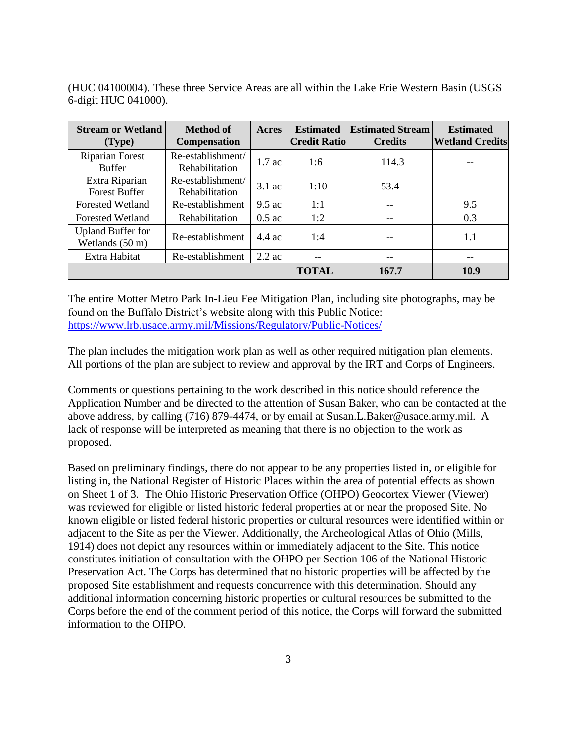(HUC 04100004). These three Service Areas are all within the Lake Erie Western Basin (USGS 6-digit HUC 041000).

| Stream or Wetland (Type) | Method of Compensation | Acres | Estimated Credit Ratio | Estimated Stream Credits | Estimated Wetland Credits |
|---|---|---|---|---|---|
| Riparian Forest Buffer | Re-establishment/ Rehabilitation | 1.7 ac | 1:6 | 114.3 | -- |
| Extra Riparian Forest Buffer | Re-establishment/ Rehabilitation | 3.1 ac | 1:10 | 53.4 | -- |
| Forested Wetland | Re-establishment | 9.5 ac | 1:1 | -- | 9.5 |
| Forested Wetland | Rehabilitation | 0.5 ac | 1:2 | -- | 0.3 |
| Upland Buffer for Wetlands (50 m) | Re-establishment | 4.4 ac | 1:4 | -- | 1.1 |
| Extra Habitat | Re-establishment | 2.2 ac | -- | -- | -- |
| | | | **TOTAL** | **167.7** | **10.9** |

The entire Motter Metro Park In-Lieu Fee Mitigation Plan, including site photographs, may be found on the Buffalo District's website along with this Public Notice: https://www.lrb.usace.army.mil/Missions/Regulatory/Public-Notices/

The plan includes the mitigation work plan as well as other required mitigation plan elements. All portions of the plan are subject to review and approval by the IRT and Corps of Engineers.

Comments or questions pertaining to the work described in this notice should reference the Application Number and be directed to the attention of Susan Baker, who can be contacted at the above address, by calling (716) 879-4474, or by email at Susan.L.Baker@usace.army.mil. A lack of response will be interpreted as meaning that there is no objection to the work as proposed.

Based on preliminary findings, there do not appear to be any properties listed in, or eligible for listing in, the National Register of Historic Places within the area of potential effects as shown on Sheet 1 of 3. The Ohio Historic Preservation Office (OHPO) Geocortex Viewer (Viewer) was reviewed for eligible or listed historic federal properties at or near the proposed Site. No known eligible or listed federal historic properties or cultural resources were identified within or adjacent to the Site as per the Viewer. Additionally, the Archeological Atlas of Ohio (Mills, 1914) does not depict any resources within or immediately adjacent to the Site. This notice constitutes initiation of consultation with the OHPO per Section 106 of the National Historic Preservation Act. The Corps has determined that no historic properties will be affected by the proposed Site establishment and requests concurrence with this determination. Should any additional information concerning historic properties or cultural resources be submitted to the Corps before the end of the comment period of this notice, the Corps will forward the submitted information to the OHPO.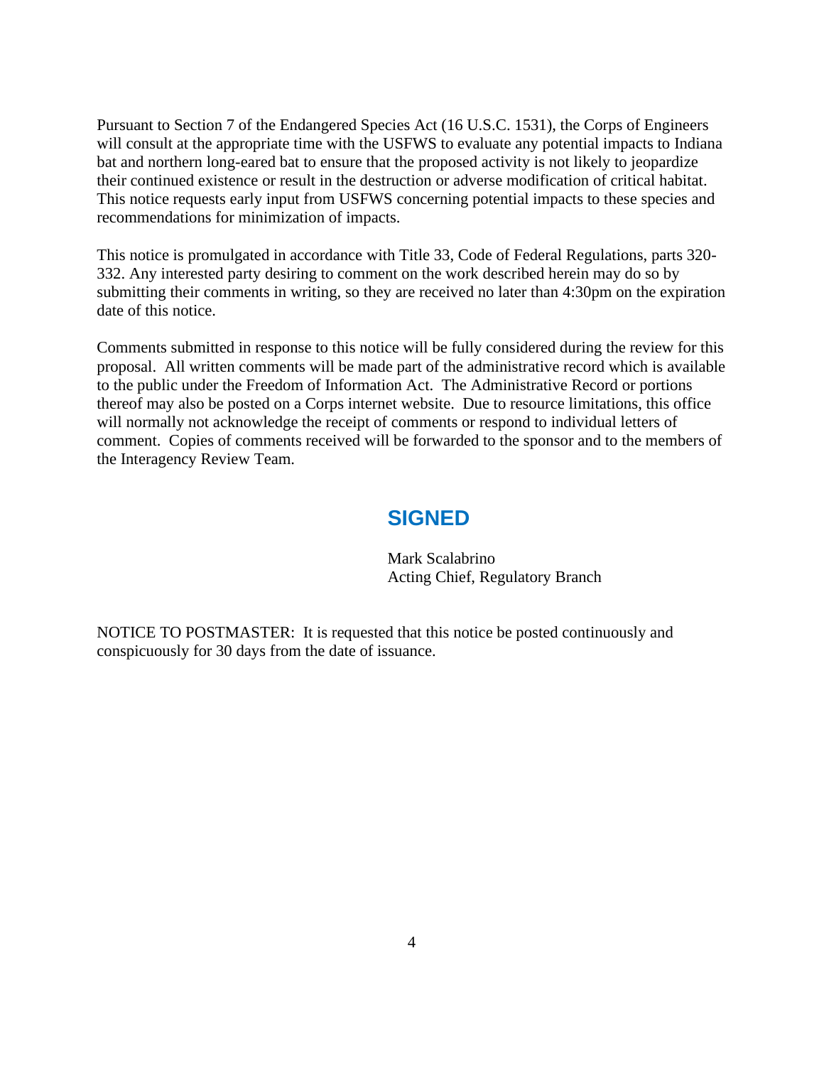Pursuant to Section 7 of the Endangered Species Act (16 U.S.C. 1531), the Corps of Engineers will consult at the appropriate time with the USFWS to evaluate any potential impacts to Indiana bat and northern long-eared bat to ensure that the proposed activity is not likely to jeopardize their continued existence or result in the destruction or adverse modification of critical habitat. This notice requests early input from USFWS concerning potential impacts to these species and recommendations for minimization of impacts.

This notice is promulgated in accordance with Title 33, Code of Federal Regulations, parts 320-332. Any interested party desiring to comment on the work described herein may do so by submitting their comments in writing, so they are received no later than 4:30pm on the expiration date of this notice.

Comments submitted in response to this notice will be fully considered during the review for this proposal. All written comments will be made part of the administrative record which is available to the public under the Freedom of Information Act. The Administrative Record or portions thereof may also be posted on a Corps internet website. Due to resource limitations, this office will normally not acknowledge the receipt of comments or respond to individual letters of comment. Copies of comments received will be forwarded to the sponsor and to the members of the Interagency Review Team.

**SIGNED**

Mark Scalabrino
Acting Chief, Regulatory Branch

NOTICE TO POSTMASTER: It is requested that this notice be posted continuously and conspicuously for 30 days from the date of issuance.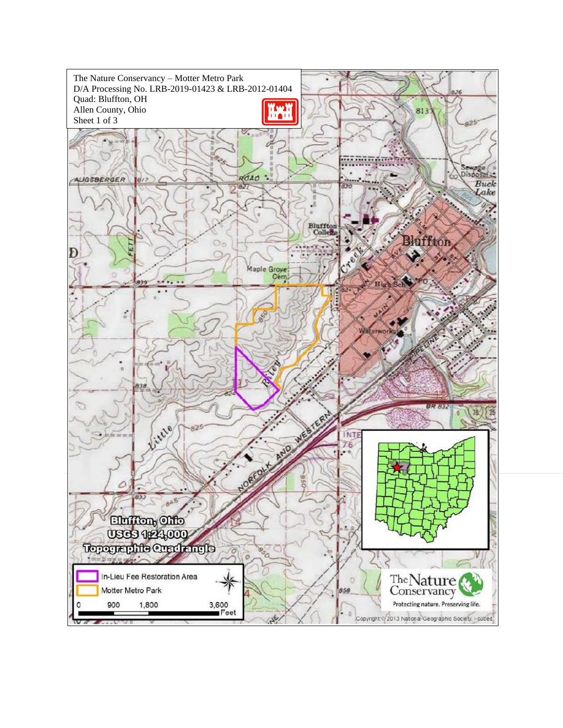The Nature Conservancy – Motter Metro Park
D/A Processing No. LRB-2019-01423 & LRB-2012-01404
Quad: Bluffton, OH
Allen County, Ohio
Sheet 1 of 3

**Bluffton, Ohio**
**USGS 1:24,000**
**Topographic Quadrangle**

In-Lieu Fee Restoration Area
Motter Metro Park

0 900 1,800 3,600 Feet

The Nature Conservancy
Protecting nature. Preserving life.

Copyright:© 2013 National Geographic Society, i-cubed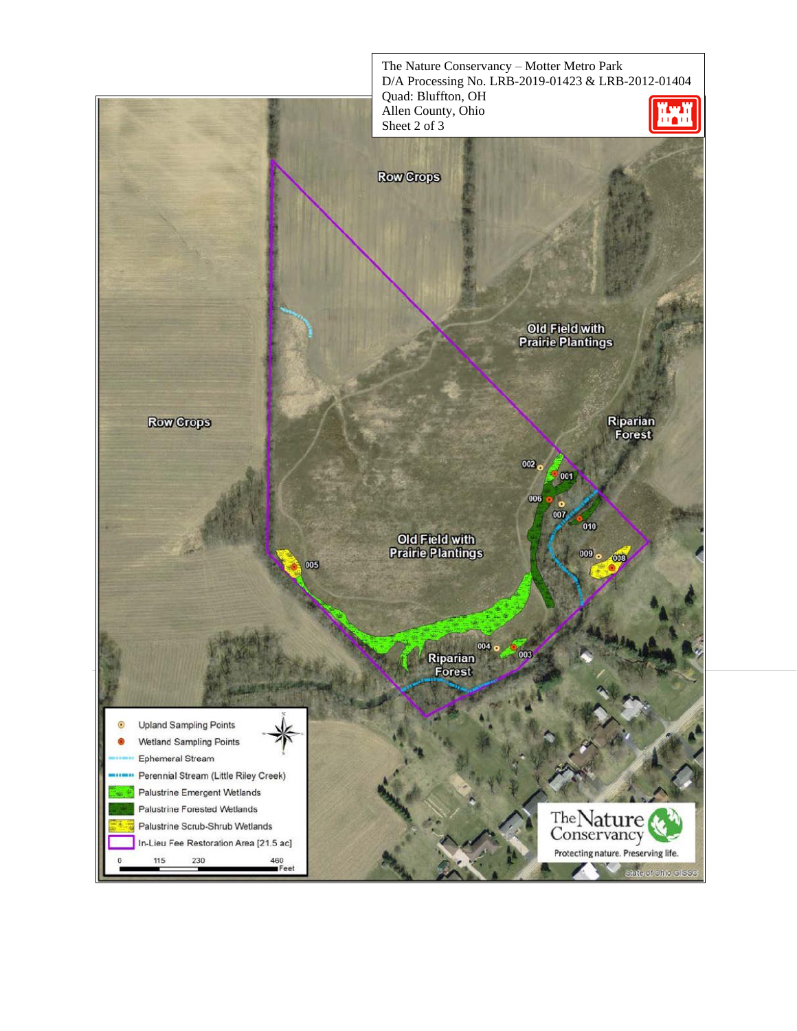The Nature Conservancy – Motter Metro Park
D/A Processing No. LRB-2019-01423 & LRB-2012-01404
Quad: Bluffton, OH
Allen County, Ohio
Sheet 2 of 3

Row Crops

Old Field with Prairie Plantings

Row Crops

Riparian Forest

Old Field with Prairie Plantings

Riparian Forest

002 001 006 007 010 009 008 005 004 003

- Upland Sampling Points
- Wetland Sampling Points
- Ephemeral Stream
- Perennial Stream (Little Riley Creek)
- Palustrine Emergent Wetlands
- Palustrine Forested Wetlands
- Palustrine Scrub-Shrub Wetlands
- In-Lieu Fee Restoration Area [21.5 ac]

0 115 230 460 Feet

The Nature Conservancy
Protecting nature. Preserving life.

State of Ohio GISSC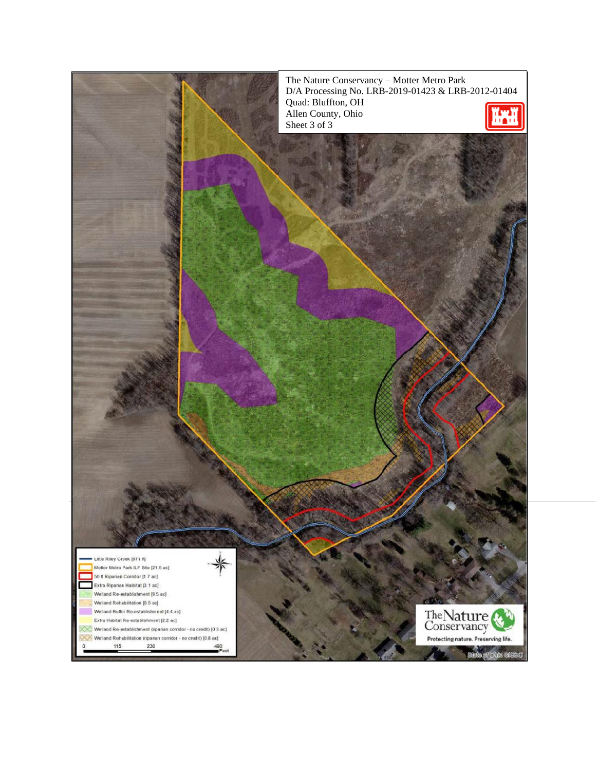The Nature Conservancy – Motter Metro Park
D/A Processing No. LRB-2019-01423 & LRB-2012-01404
Quad: Bluffton, OH
Allen County, Ohio
Sheet 3 of 3

Little Riley Creek [871 ft]
Motter Metro Park ILF Site [21.5 ac]
50 ft Riparian Corridor [1.7 ac]
Extra Riparian Habitat [3.1 ac]
Wetland Re-establishment [9.5 ac]
Wetland Rehabilitation [0.5 ac]
Wetland Buffer Re-establishment [4.4 ac]
Extra Habitat Re-establishment [2.2 ac]
Wetland Re-establishment (riparian corridor - no credit) [0.3 ac]
Wetland Rehabilitation (riparian corridor - no credit) [0.8 ac]

0 115 230 460 Feet

The Nature Conservancy
Protecting nature. Preserving life.

State of Ohio GISSC